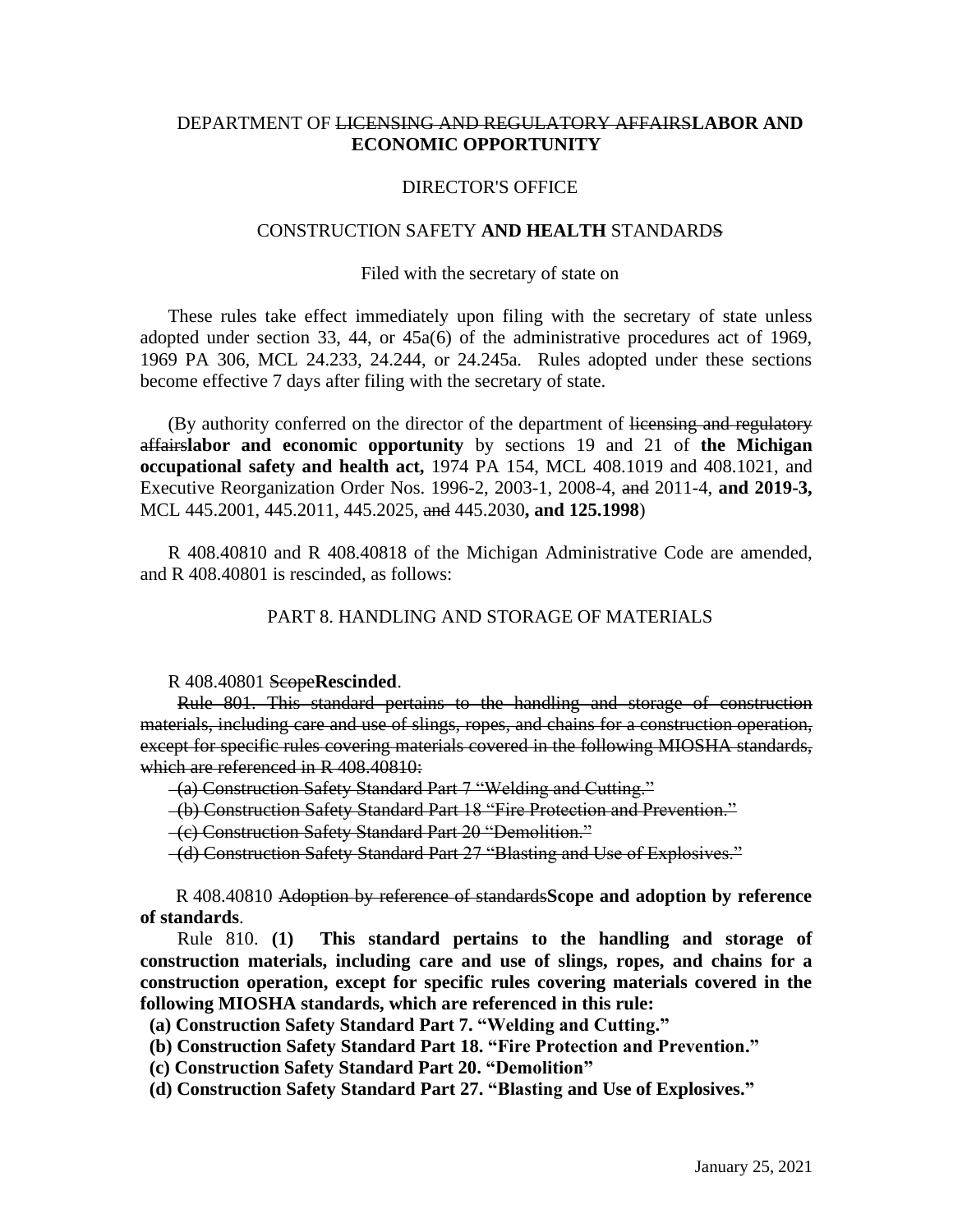DEPARTMENT OF ~~LICENSING AND REGULATORY AFFAIRS~~**LABOR AND ECONOMIC OPPORTUNITY**

DIRECTOR'S OFFICE

CONSTRUCTION SAFETY **AND HEALTH** STANDARD~~S~~

Filed with the secretary of state on

These rules take effect immediately upon filing with the secretary of state unless adopted under section 33, 44, or 45a(6) of the administrative procedures act of 1969, 1969 PA 306, MCL 24.233, 24.244, or 24.245a. Rules adopted under these sections become effective 7 days after filing with the secretary of state.

(By authority conferred on the director of the department of ~~licensing and regulatory affairs~~**labor and economic opportunity** by sections 19 and 21 of **the Michigan occupational safety and health act,** 1974 PA 154, MCL 408.1019 and 408.1021, and Executive Reorganization Order Nos. 1996-2, 2003-1, 2008-4, ~~and~~ 2011-4, **and 2019-3,** MCL 445.2001, 445.2011, 445.2025, ~~and~~ 445.2030**, and 125.1998**)

R 408.40810 and R 408.40818 of the Michigan Administrative Code are amended, and R 408.40801 is rescinded, as follows:

PART 8. HANDLING AND STORAGE OF MATERIALS

R 408.40801 ~~Scope~~**Rescinded**.

~~Rule 801. This standard pertains to the handling and storage of construction materials, including care and use of slings, ropes, and chains for a construction operation, except for specific rules covering materials covered in the following MIOSHA standards, which are referenced in R 408.40810:~~

~~(a) Construction Safety Standard Part 7 "Welding and Cutting."~~

~~(b) Construction Safety Standard Part 18 "Fire Protection and Prevention."~~

~~(c) Construction Safety Standard Part 20 "Demolition."~~

~~(d) Construction Safety Standard Part 27 "Blasting and Use of Explosives."~~

R 408.40810 ~~Adoption by reference of standards~~**Scope and adoption by reference of standards**.

Rule 810. **(1) This standard pertains to the handling and storage of construction materials, including care and use of slings, ropes, and chains for a construction operation, except for specific rules covering materials covered in the following MIOSHA standards, which are referenced in this rule:**

**(a) Construction Safety Standard Part 7. "Welding and Cutting."**

**(b) Construction Safety Standard Part 18. "Fire Protection and Prevention."**

**(c) Construction Safety Standard Part 20. "Demolition"**

**(d) Construction Safety Standard Part 27. "Blasting and Use of Explosives."**

January 25, 2021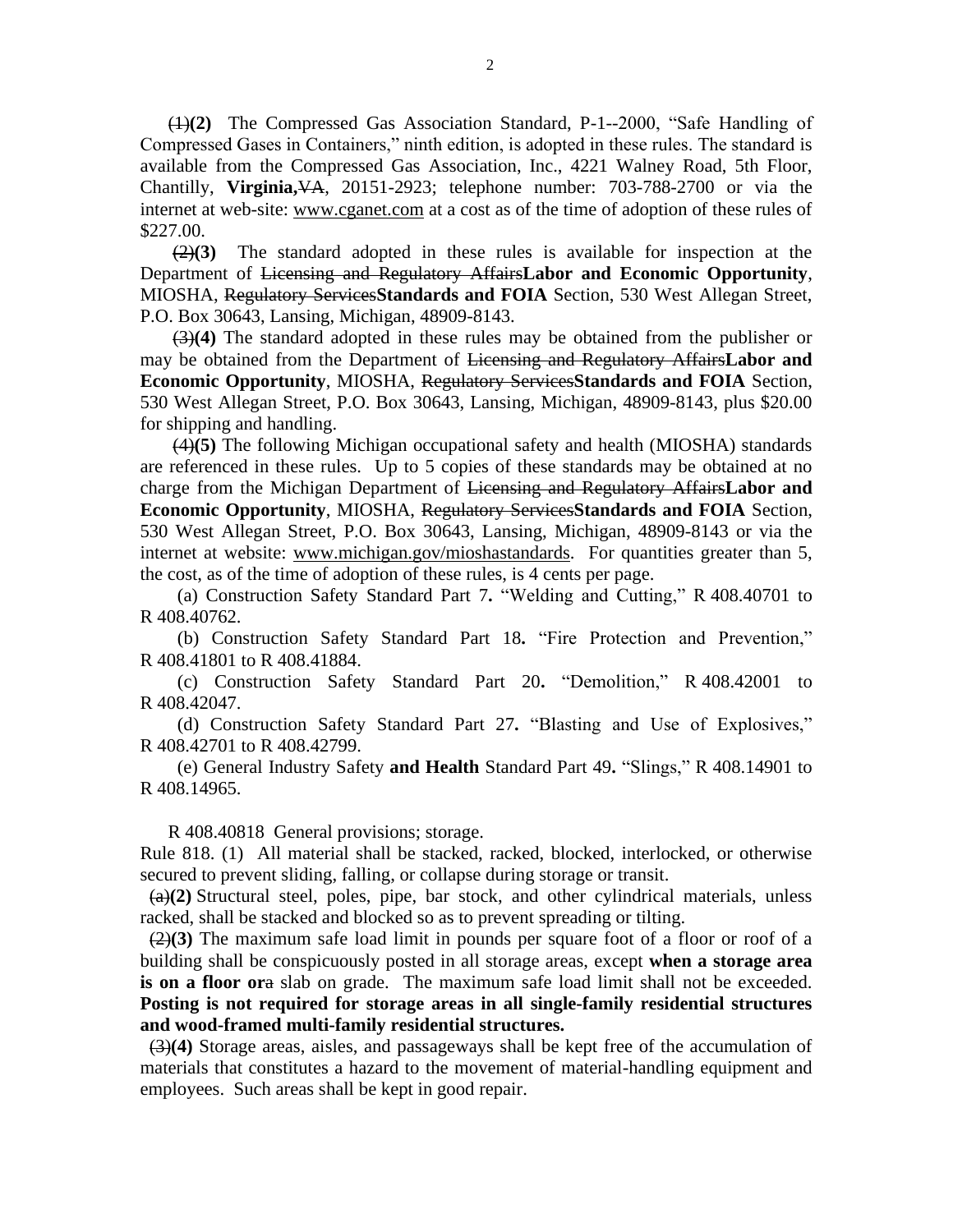~~(1)~~**(2)** The Compressed Gas Association Standard, P-1--2000, "Safe Handling of Compressed Gases in Containers," ninth edition, is adopted in these rules. The standard is available from the Compressed Gas Association, Inc., 4221 Walney Road, 5th Floor, Chantilly, **Virginia,**~~VA~~, 20151-2923; telephone number: 703-788-2700 or via the internet at web-site: www.cganet.com at a cost as of the time of adoption of these rules of $227.00.

~~(2)~~**(3)** The standard adopted in these rules is available for inspection at the Department of ~~Licensing and Regulatory Affairs~~**Labor and Economic Opportunity**, MIOSHA, ~~Regulatory Services~~**Standards and FOIA** Section, 530 West Allegan Street, P.O. Box 30643, Lansing, Michigan, 48909-8143.

~~(3)~~**(4)** The standard adopted in these rules may be obtained from the publisher or may be obtained from the Department of ~~Licensing and Regulatory Affairs~~**Labor and Economic Opportunity**, MIOSHA, ~~Regulatory Services~~**Standards and FOIA** Section, 530 West Allegan Street, P.O. Box 30643, Lansing, Michigan, 48909-8143, plus $20.00 for shipping and handling.

~~(4)~~**(5)** The following Michigan occupational safety and health (MIOSHA) standards are referenced in these rules. Up to 5 copies of these standards may be obtained at no charge from the Michigan Department of ~~Licensing and Regulatory Affairs~~**Labor and Economic Opportunity**, MIOSHA, ~~Regulatory Services~~**Standards and FOIA** Section, 530 West Allegan Street, P.O. Box 30643, Lansing, Michigan, 48909-8143 or via the internet at website: www.michigan.gov/mioshastandards. For quantities greater than 5, the cost, as of the time of adoption of these rules, is 4 cents per page.

(a) Construction Safety Standard Part 7**.** "Welding and Cutting," R 408.40701 to R 408.40762.

(b) Construction Safety Standard Part 18**.** "Fire Protection and Prevention," R 408.41801 to R 408.41884.

(c) Construction Safety Standard Part 20**.** "Demolition," R 408.42001 to R 408.42047.

(d) Construction Safety Standard Part 27**.** "Blasting and Use of Explosives," R 408.42701 to R 408.42799.

(e) General Industry Safety **and Health** Standard Part 49**.** "Slings," R 408.14901 to R 408.14965.

R 408.40818 General provisions; storage.

Rule 818. (1) All material shall be stacked, racked, blocked, interlocked, or otherwise secured to prevent sliding, falling, or collapse during storage or transit.

~~(a)~~**(2)** Structural steel, poles, pipe, bar stock, and other cylindrical materials, unless racked, shall be stacked and blocked so as to prevent spreading or tilting.

~~(2)~~**(3)** The maximum safe load limit in pounds per square foot of a floor or roof of a building shall be conspicuously posted in all storage areas, except **when a storage area is on a floor or**~~a~~ slab on grade. The maximum safe load limit shall not be exceeded. **Posting is not required for storage areas in all single-family residential structures and wood-framed multi-family residential structures.**

~~(3)~~**(4)** Storage areas, aisles, and passageways shall be kept free of the accumulation of materials that constitutes a hazard to the movement of material-handling equipment and employees. Such areas shall be kept in good repair.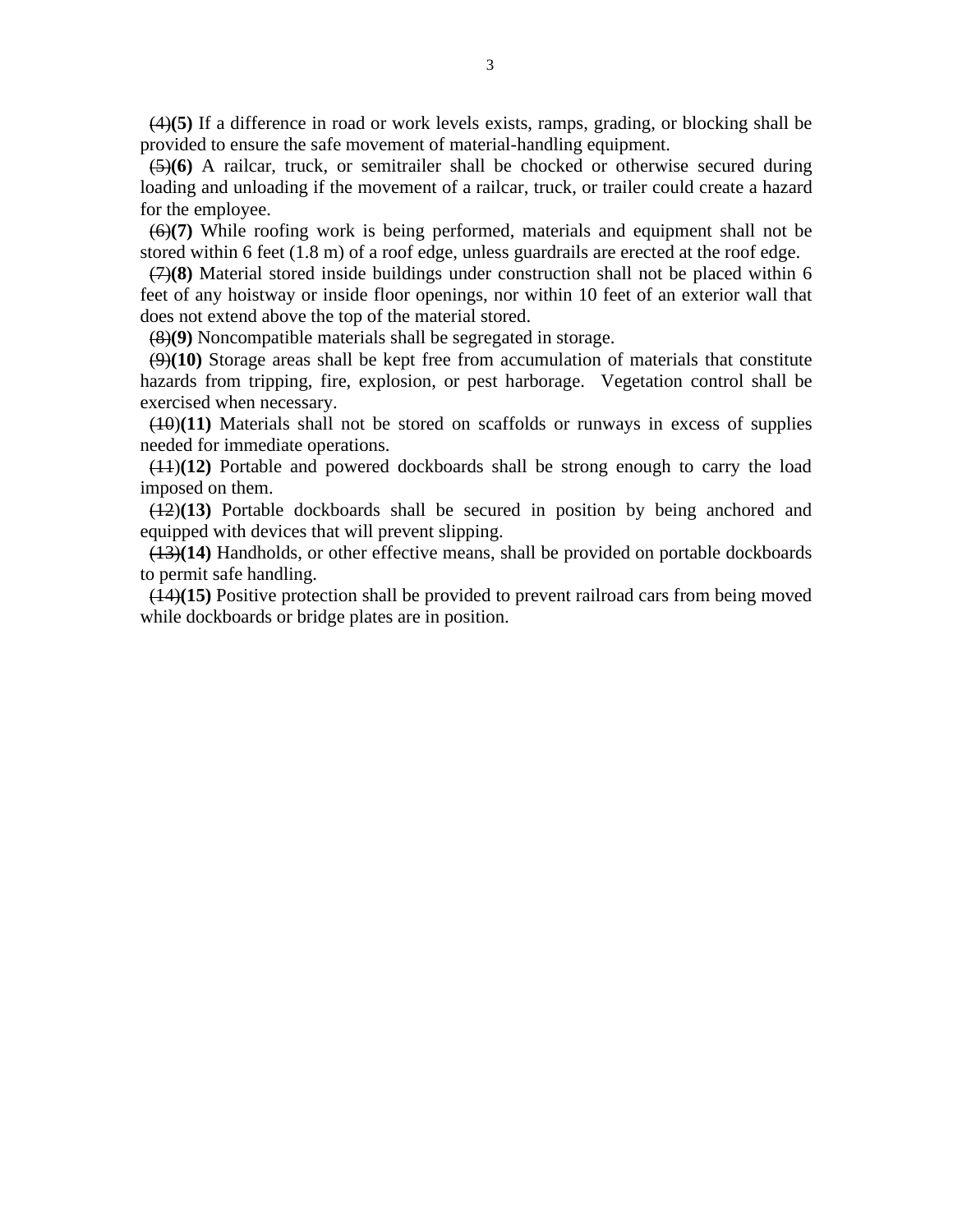~~(4)~~**(5)** If a difference in road or work levels exists, ramps, grading, or blocking shall be provided to ensure the safe movement of material-handling equipment.

~~(5)~~**(6)** A railcar, truck, or semitrailer shall be chocked or otherwise secured during loading and unloading if the movement of a railcar, truck, or trailer could create a hazard for the employee.

~~(6)~~**(7)** While roofing work is being performed, materials and equipment shall not be stored within 6 feet (1.8 m) of a roof edge, unless guardrails are erected at the roof edge.

~~(7)~~**(8)** Material stored inside buildings under construction shall not be placed within 6 feet of any hoistway or inside floor openings, nor within 10 feet of an exterior wall that does not extend above the top of the material stored.

~~(8)~~**(9)** Noncompatible materials shall be segregated in storage.

~~(9)~~**(10)** Storage areas shall be kept free from accumulation of materials that constitute hazards from tripping, fire, explosion, or pest harborage. Vegetation control shall be exercised when necessary.

~~(10)~~**(11)** Materials shall not be stored on scaffolds or runways in excess of supplies needed for immediate operations.

~~(11)~~**(12)** Portable and powered dockboards shall be strong enough to carry the load imposed on them.

~~(12)~~**(13)** Portable dockboards shall be secured in position by being anchored and equipped with devices that will prevent slipping.

~~(13)~~**(14)** Handholds, or other effective means, shall be provided on portable dockboards to permit safe handling.

~~(14)~~**(15)** Positive protection shall be provided to prevent railroad cars from being moved while dockboards or bridge plates are in position.